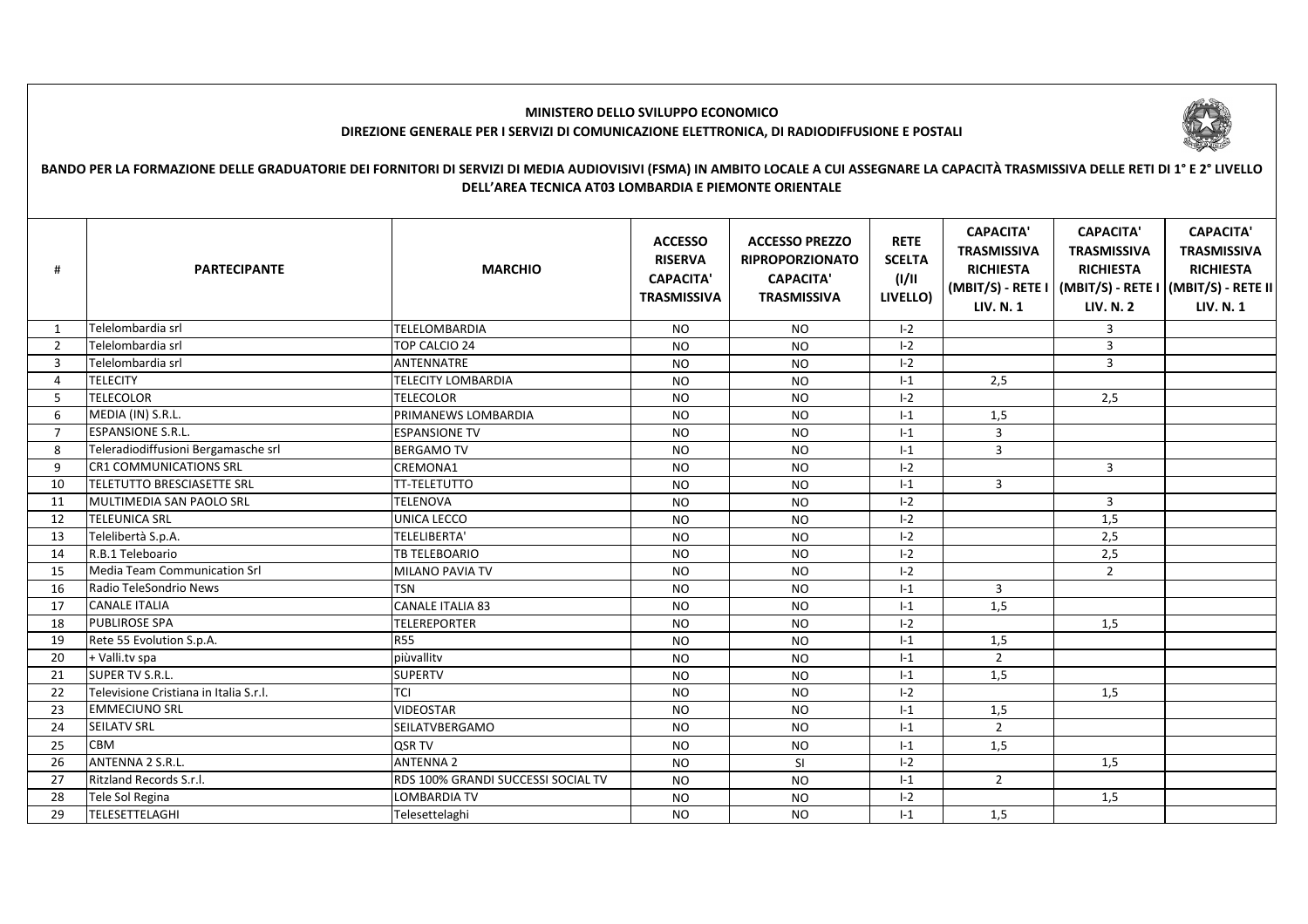**MINISTERO DELLO SVILUPPO ECONOMICO**
**DIREZIONE GENERALE PER I SERVIZI DI COMUNICAZIONE ELETTRONICA, DI RADIODIFFUSIONE E POSTALI**

**BANDO PER LA FORMAZIONE DELLE GRADUATORIE DEI FORNITORI DI SERVIZI DI MEDIA AUDIOVISIVI (FSMA) IN AMBITO LOCALE A CUI ASSEGNARE LA CAPACITÀ TRASMISSIVA DELLE RETI DI 1° E 2° LIVELLO DELL'AREA TECNICA AT03 LOMBARDIA E PIEMONTE ORIENTALE**

| # | PARTECIPANTE | MARCHIO | ACCESSO RISERVA CAPACITA' TRASMISSIVA | ACCESSO PREZZO RIPROPORZIONATO CAPACITA' TRASMISSIVA | RETE SCELTA (I/II LIVELLO) | CAPACITA' TRASMISSIVA RICHIESTA (MBIT/S) - RETE I LIV. N. 1 | CAPACITA' TRASMISSIVA RICHIESTA (MBIT/S) - RETE I LIV. N. 2 | CAPACITA' TRASMISSIVA RICHIESTA (MBIT/S) - RETE II LIV. N. 1 |
|---|---|---|---|---|---|---|---|---|
| 1 | Telelombardia srl | TELELOMBARDIA | NO | NO | I-2 | | 3 | |
| 2 | Telelombardia srl | TOP CALCIO 24 | NO | NO | I-2 | | 3 | |
| 3 | Telelombardia srl | ANTENNATRE | NO | NO | I-2 | | 3 | |
| 4 | TELECITY | TELECITY LOMBARDIA | NO | NO | I-1 | 2,5 | | |
| 5 | TELECOLOR | TELECOLOR | NO | NO | I-2 | | 2,5 | |
| 6 | MEDIA (IN) S.R.L. | PRIMANEWS LOMBARDIA | NO | NO | I-1 | 1,5 | | |
| 7 | ESPANSIONE S.R.L. | ESPANSIONE TV | NO | NO | I-1 | 3 | | |
| 8 | Teleradiodiffusioni Bergamasche srl | BERGAMO TV | NO | NO | I-1 | 3 | | |
| 9 | CR1 COMMUNICATIONS SRL | CREMONA1 | NO | NO | I-2 | | 3 | |
| 10 | TELETUTTO BRESCIASETTE SRL | TT-TELETUTTO | NO | NO | I-1 | 3 | | |
| 11 | MULTIMEDIA SAN PAOLO SRL | TELENOVA | NO | NO | I-2 | | 3 | |
| 12 | TELEUNICA SRL | UNICA LECCO | NO | NO | I-2 | | 1,5 | |
| 13 | Telelibertà S.p.A. | TELELIBERTA' | NO | NO | I-2 | | 2,5 | |
| 14 | R.B.1 Teleboario | TB TELEBOARIO | NO | NO | I-2 | | 2,5 | |
| 15 | Media Team Communication Srl | MILANO PAVIA TV | NO | NO | I-2 | | 2 | |
| 16 | Radio TeleSondrio News | TSN | NO | NO | I-1 | 3 | | |
| 17 | CANALE ITALIA | CANALE ITALIA 83 | NO | NO | I-1 | 1,5 | | |
| 18 | PUBLIROSE SPA | TELEREPORTER | NO | NO | I-2 | | 1,5 | |
| 19 | Rete 55 Evolution S.p.A. | R55 | NO | NO | I-1 | 1,5 | | |
| 20 | + Valli.tv spa | piùvallitv | NO | NO | I-1 | 2 | | |
| 21 | SUPER TV S.R.L. | SUPERTV | NO | NO | I-1 | 1,5 | | |
| 22 | Televisione Cristiana in Italia S.r.l. | TCI | NO | NO | I-2 | | 1,5 | |
| 23 | EMMECIUNO SRL | VIDEOSTAR | NO | NO | I-1 | 1,5 | | |
| 24 | SEILATV SRL | SEILATVBERGAMO | NO | NO | I-1 | 2 | | |
| 25 | CBM | QSR TV | NO | NO | I-1 | 1,5 | | |
| 26 | ANTENNA 2 S.R.L. | ANTENNA 2 | NO | SI | I-2 | | 1,5 | |
| 27 | Ritzland Records S.r.l. | RDS 100% GRANDI SUCCESSI SOCIAL TV | NO | NO | I-1 | 2 | | |
| 28 | Tele Sol Regina | LOMBARDIA TV | NO | NO | I-2 | | 1,5 | |
| 29 | TELESETTELAGHI | Telesettelaghi | NO | NO | I-1 | 1,5 | | |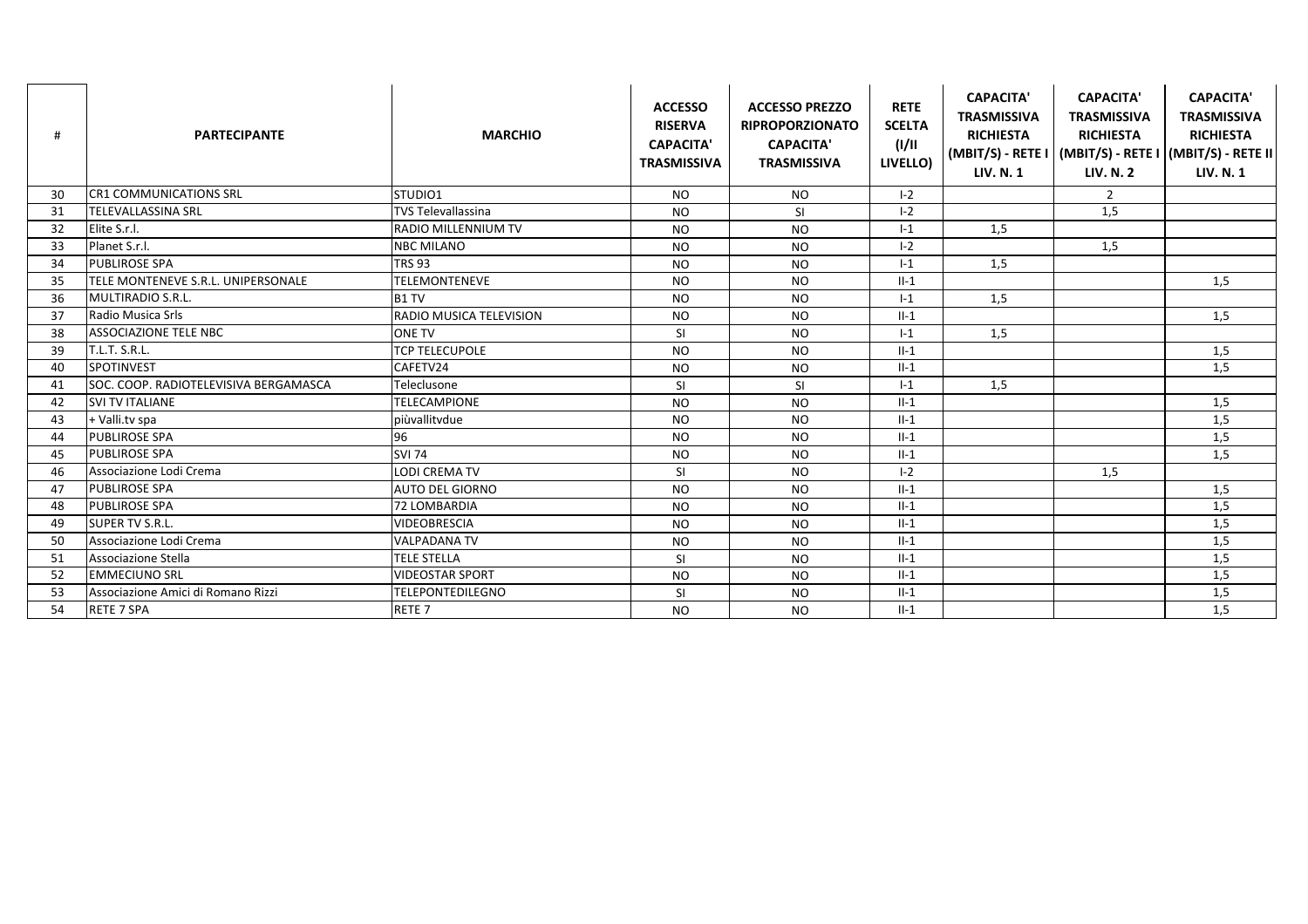| # | PARTECIPANTE | MARCHIO | ACCESSO RISERVA CAPACITA' TRASMISSIVA | ACCESSO PREZZO RIPROPORZIONATO CAPACITA' TRASMISSIVA | RETE SCELTA (I/II LIVELLO) | CAPACITA' TRASMISSIVA RICHIESTA (MBIT/S) - RETE I LIV. N. 1 | CAPACITA' TRASMISSIVA RICHIESTA (MBIT/S) - RETE I LIV. N. 2 | CAPACITA' TRASMISSIVA RICHIESTA (MBIT/S) - RETE II LIV. N. 1 |
|---|---|---|---|---|---|---|---|---|
| 30 | CR1 COMMUNICATIONS SRL | STUDIO1 | NO | NO | I-2 | | 2 | |
| 31 | TELEVALLASSINA SRL | TVS Televallassina | NO | SI | I-2 | | 1,5 | |
| 32 | Elite S.r.l. | RADIO MILLENNIUM TV | NO | NO | I-1 | 1,5 | | |
| 33 | Planet S.r.l. | NBC MILANO | NO | NO | I-2 | | 1,5 | |
| 34 | PUBLIROSE SPA | TRS 93 | NO | NO | I-1 | 1,5 | | |
| 35 | TELE MONTENEVE S.R.L. UNIPERSONALE | TELEMONTENEVE | NO | NO | II-1 | | | 1,5 |
| 36 | MULTIRADIO S.R.L. | B1 TV | NO | NO | I-1 | 1,5 | | |
| 37 | Radio Musica Srls | RADIO MUSICA TELEVISION | NO | NO | II-1 | | | 1,5 |
| 38 | ASSOCIAZIONE TELE NBC | ONE TV | SI | NO | I-1 | 1,5 | | |
| 39 | T.L.T. S.R.L. | TCP TELECUPOLE | NO | NO | II-1 | | | 1,5 |
| 40 | SPOTINVEST | CAFETV24 | NO | NO | II-1 | | | 1,5 |
| 41 | SOC. COOP. RADIOTELEVISIVA BERGAMASCA | Teleclusone | SI | SI | I-1 | 1,5 | | |
| 42 | SVI TV ITALIANE | TELECAMPIONE | NO | NO | II-1 | | | 1,5 |
| 43 | + Valli.tv spa | piùvallitvdue | NO | NO | II-1 | | | 1,5 |
| 44 | PUBLIROSE SPA | 96 | NO | NO | II-1 | | | 1,5 |
| 45 | PUBLIROSE SPA | SVI 74 | NO | NO | II-1 | | | 1,5 |
| 46 | Associazione Lodi Crema | LODI CREMA TV | SI | NO | I-2 | | 1,5 | |
| 47 | PUBLIROSE SPA | AUTO DEL GIORNO | NO | NO | II-1 | | | 1,5 |
| 48 | PUBLIROSE SPA | 72 LOMBARDIA | NO | NO | II-1 | | | 1,5 |
| 49 | SUPER TV S.R.L. | VIDEOBRESCIA | NO | NO | II-1 | | | 1,5 |
| 50 | Associazione Lodi Crema | VALPADANA TV | NO | NO | II-1 | | | 1,5 |
| 51 | Associazione Stella | TELE STELLA | SI | NO | II-1 | | | 1,5 |
| 52 | EMMECIUNO SRL | VIDEOSTAR SPORT | NO | NO | II-1 | | | 1,5 |
| 53 | Associazione Amici di Romano Rizzi | TELEPONTEDILEGNO | SI | NO | II-1 | | | 1,5 |
| 54 | RETE 7 SPA | RETE 7 | NO | NO | II-1 | | | 1,5 |